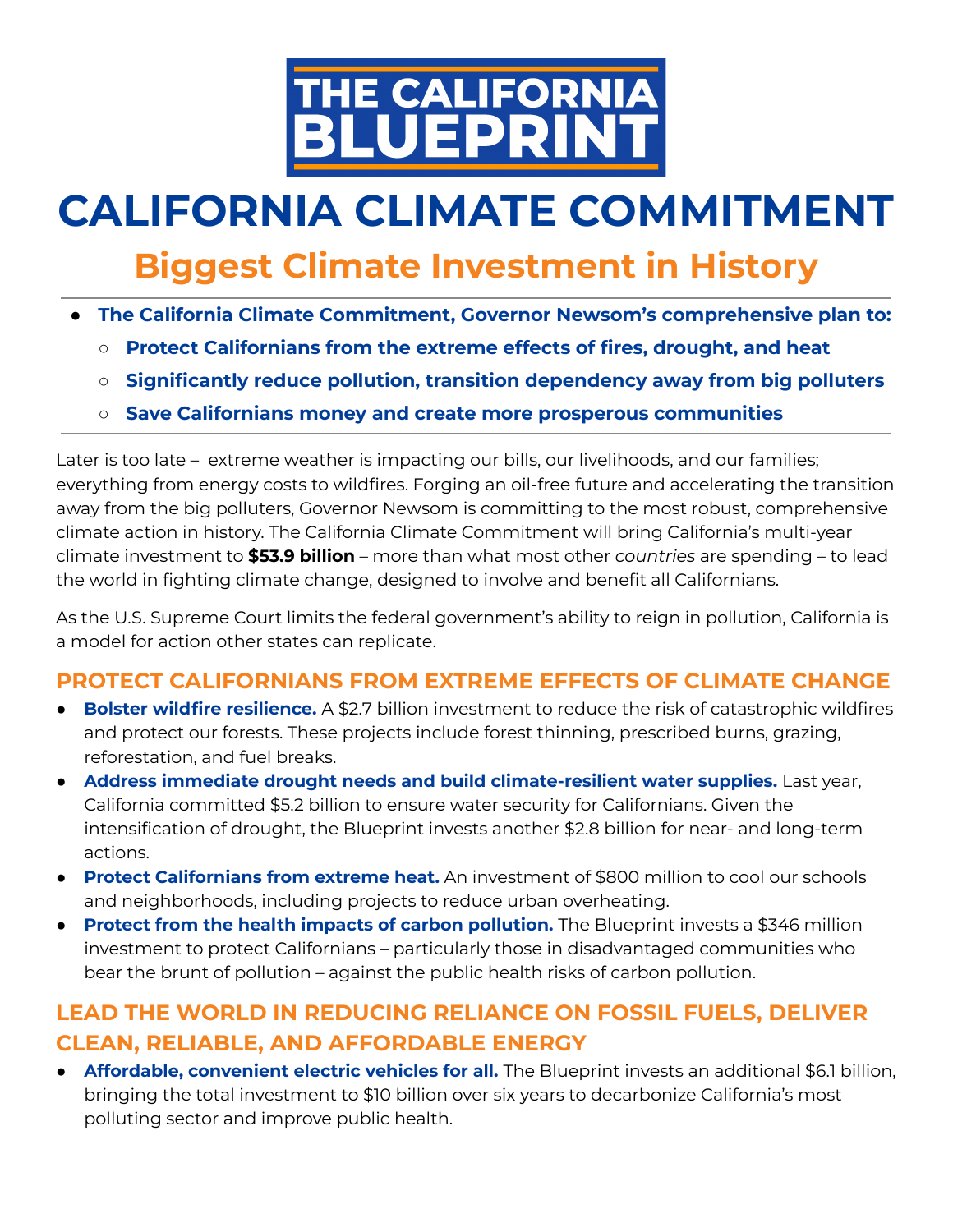# THE CALIFORNIA BLUEPRINT

# CALIFORNIA CLIMATE COMMITMENT

## Biggest Climate Investment in History

- **The California Climate Commitment, Governor Newsom's comprehensive plan to:**
  - **Protect Californians from the extreme effects of fires, drought, and heat**
  - **Significantly reduce pollution, transition dependency away from big polluters**
  - **Save Californians money and create more prosperous communities**

Later is too late – extreme weather is impacting our bills, our livelihoods, and our families; everything from energy costs to wildfires. Forging an oil-free future and accelerating the transition away from the big polluters, Governor Newsom is committing to the most robust, comprehensive climate action in history. The California Climate Commitment will bring California's multi-year climate investment to **$53.9 billion** – more than what most other *countries* are spending – to lead the world in fighting climate change, designed to involve and benefit all Californians.

As the U.S. Supreme Court limits the federal government's ability to reign in pollution, California is a model for action other states can replicate.

### PROTECT CALIFORNIANS FROM EXTREME EFFECTS OF CLIMATE CHANGE

- **Bolster wildfire resilience.** A $2.7 billion investment to reduce the risk of catastrophic wildfires and protect our forests. These projects include forest thinning, prescribed burns, grazing, reforestation, and fuel breaks.
- **Address immediate drought needs and build climate-resilient water supplies.** Last year, California committed $5.2 billion to ensure water security for Californians. Given the intensification of drought, the Blueprint invests another $2.8 billion for near- and long-term actions.
- **Protect Californians from extreme heat.** An investment of $800 million to cool our schools and neighborhoods, including projects to reduce urban overheating.
- **Protect from the health impacts of carbon pollution.** The Blueprint invests a $346 million investment to protect Californians – particularly those in disadvantaged communities who bear the brunt of pollution – against the public health risks of carbon pollution.

### LEAD THE WORLD IN REDUCING RELIANCE ON FOSSIL FUELS, DELIVER CLEAN, RELIABLE, AND AFFORDABLE ENERGY

- **Affordable, convenient electric vehicles for all.** The Blueprint invests an additional $6.1 billion, bringing the total investment to $10 billion over six years to decarbonize California's most polluting sector and improve public health.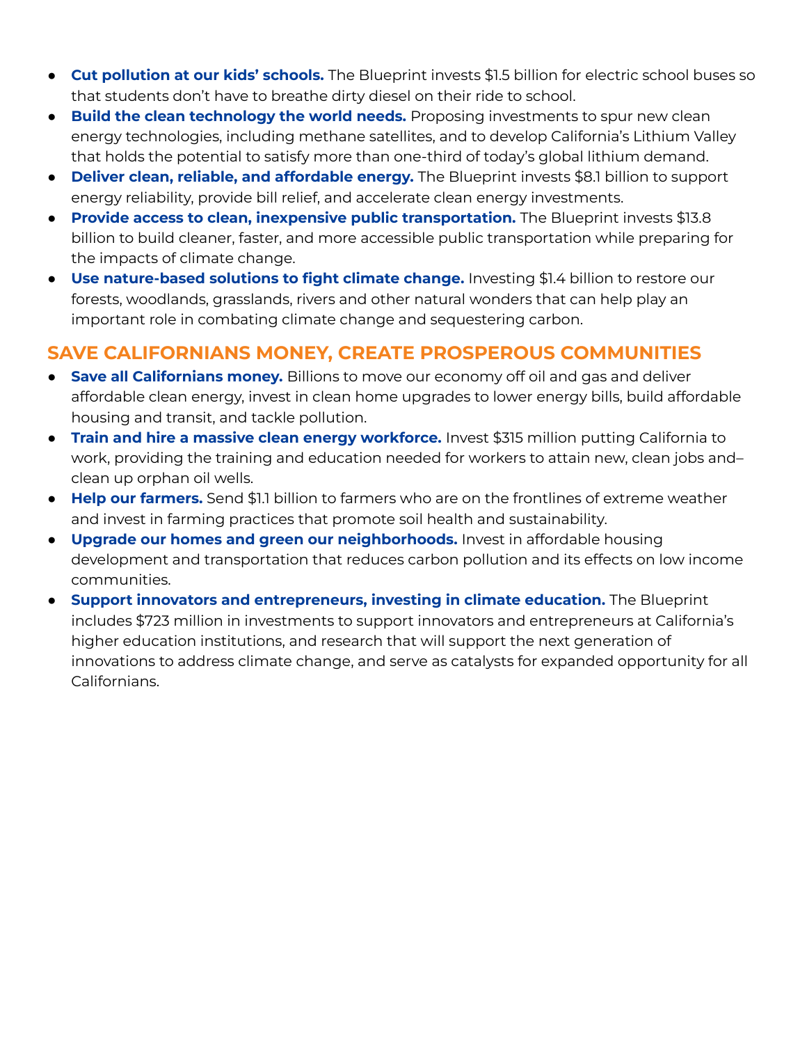- **Cut pollution at our kids' schools.** The Blueprint invests $1.5 billion for electric school buses so that students don't have to breathe dirty diesel on their ride to school.
- **Build the clean technology the world needs.** Proposing investments to spur new clean energy technologies, including methane satellites, and to develop California's Lithium Valley that holds the potential to satisfy more than one-third of today's global lithium demand.
- **Deliver clean, reliable, and affordable energy.** The Blueprint invests $8.1 billion to support energy reliability, provide bill relief, and accelerate clean energy investments.
- **Provide access to clean, inexpensive public transportation.** The Blueprint invests $13.8 billion to build cleaner, faster, and more accessible public transportation while preparing for the impacts of climate change.
- **Use nature-based solutions to fight climate change.** Investing $1.4 billion to restore our forests, woodlands, grasslands, rivers and other natural wonders that can help play an important role in combating climate change and sequestering carbon.

## SAVE CALIFORNIANS MONEY, CREATE PROSPEROUS COMMUNITIES

- **Save all Californians money.** Billions to move our economy off oil and gas and deliver affordable clean energy, invest in clean home upgrades to lower energy bills, build affordable housing and transit, and tackle pollution.
- **Train and hire a massive clean energy workforce.** Invest $315 million putting California to work, providing the training and education needed for workers to attain new, clean jobs and– clean up orphan oil wells.
- **Help our farmers.** Send $1.1 billion to farmers who are on the frontlines of extreme weather and invest in farming practices that promote soil health and sustainability.
- **Upgrade our homes and green our neighborhoods.** Invest in affordable housing development and transportation that reduces carbon pollution and its effects on low income communities.
- **Support innovators and entrepreneurs, investing in climate education.** The Blueprint includes $723 million in investments to support innovators and entrepreneurs at California's higher education institutions, and research that will support the next generation of innovations to address climate change, and serve as catalysts for expanded opportunity for all Californians.